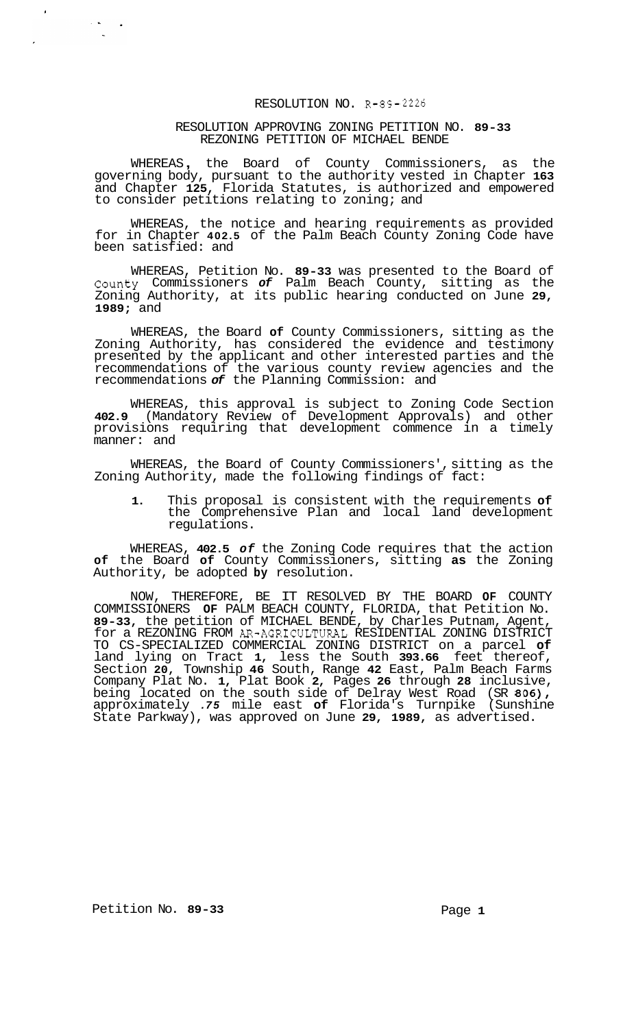RESOLUTION NO. R-89-2226

RESOLUTION APPROVING ZONING PETITION NO. 89-33
REZONING PETITION OF MICHAEL BENDE

WHEREAS, the Board of County Commissioners, as the governing body, pursuant to the authority vested in Chapter 163 and Chapter 125, Florida Statutes, is authorized and empowered to consider petitions relating to zoning; and

WHEREAS, the notice and hearing requirements as provided for in Chapter 402.5 of the Palm Beach County Zoning Code have been satisfied: and

WHEREAS, Petition No. 89-33 was presented to the Board of County Commissioners of Palm Beach County, sitting as the Zoning Authority, at its public hearing conducted on June 29, 1989; and

WHEREAS, the Board of County Commissioners, sitting as the Zoning Authority, has considered the evidence and testimony presented by the applicant and other interested parties and the recommendations of the various county review agencies and the recommendations of the Planning Commission: and

WHEREAS, this approval is subject to Zoning Code Section 402.9 (Mandatory Review of Development Approvals) and other provisions requiring that development commence in a timely manner: and

WHEREAS, the Board of County Commissioners', sitting as the Zoning Authority, made the following findings of fact:

1. This proposal is consistent with the requirements of the Comprehensive Plan and local land development regulations.

WHEREAS, 402.5 of the Zoning Code requires that the action of the Board of County Commissioners, sitting as the Zoning Authority, be adopted by resolution.

NOW, THEREFORE, BE IT RESOLVED BY THE BOARD OF COUNTY COMMISSIONERS OF PALM BEACH COUNTY, FLORIDA, that Petition No. 89-33, the petition of MICHAEL BENDE, by Charles Putnam, Agent, for a REZONING FROM AR-AGRICULTURAL RESIDENTIAL ZONING DISTRICT TO CS-SPECIALIZED COMMERCIAL ZONING DISTRICT on a parcel of land lying on Tract 1, less the South 393.66 feet thereof, Section 20, Township 46 South, Range 42 East, Palm Beach Farms Company Plat No. 1, Plat Book 2, Pages 26 through 28 inclusive, being located on the south side of Delray West Road (SR 806), approximately .75 mile east of Florida's Turnpike (Sunshine State Parkway), was approved on June 29, 1989, as advertised.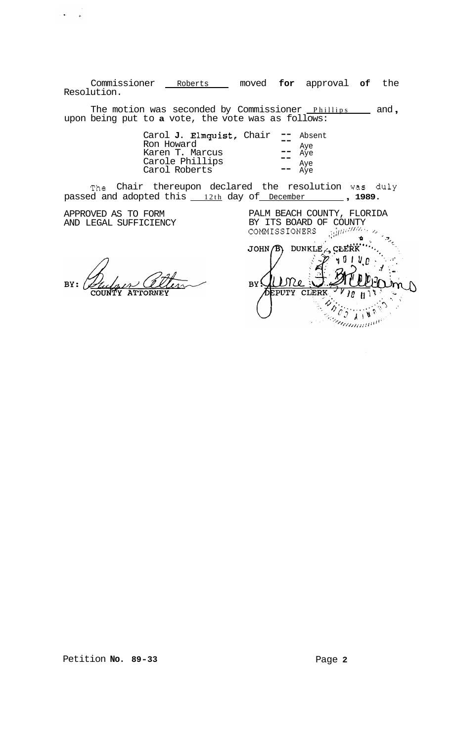Commissioner Roberts moved **for** approval **of** the Resolution.

The motion was seconded by Commissioner Phillips and, upon being put to **a** vote, the vote was as follows:

| | | |
|---|---|---|
| Carol **J.** Elmquist, Chair | -- | Absent |
| Ron Howard | -- | Aye |
| Karen T. Marcus | -- | Aye |
| Carole Phillips | -- | Aye |
| Carol Roberts | -- | Aye |

The Chair thereupon declared the resolution was duly passed and adopted this 12th day of December, **1989**.

APPROVED AS TO FORM AND LEGAL SUFFICIENCY

BY: COUNTY ATTORNEY

PALM BEACH COUNTY, FLORIDA BY ITS BOARD OF COUNTY COMMISSIONERS

JOHN B. DUNKLE, CLERK

BY: DEPUTY CLERK

Petition **No. 89-33**